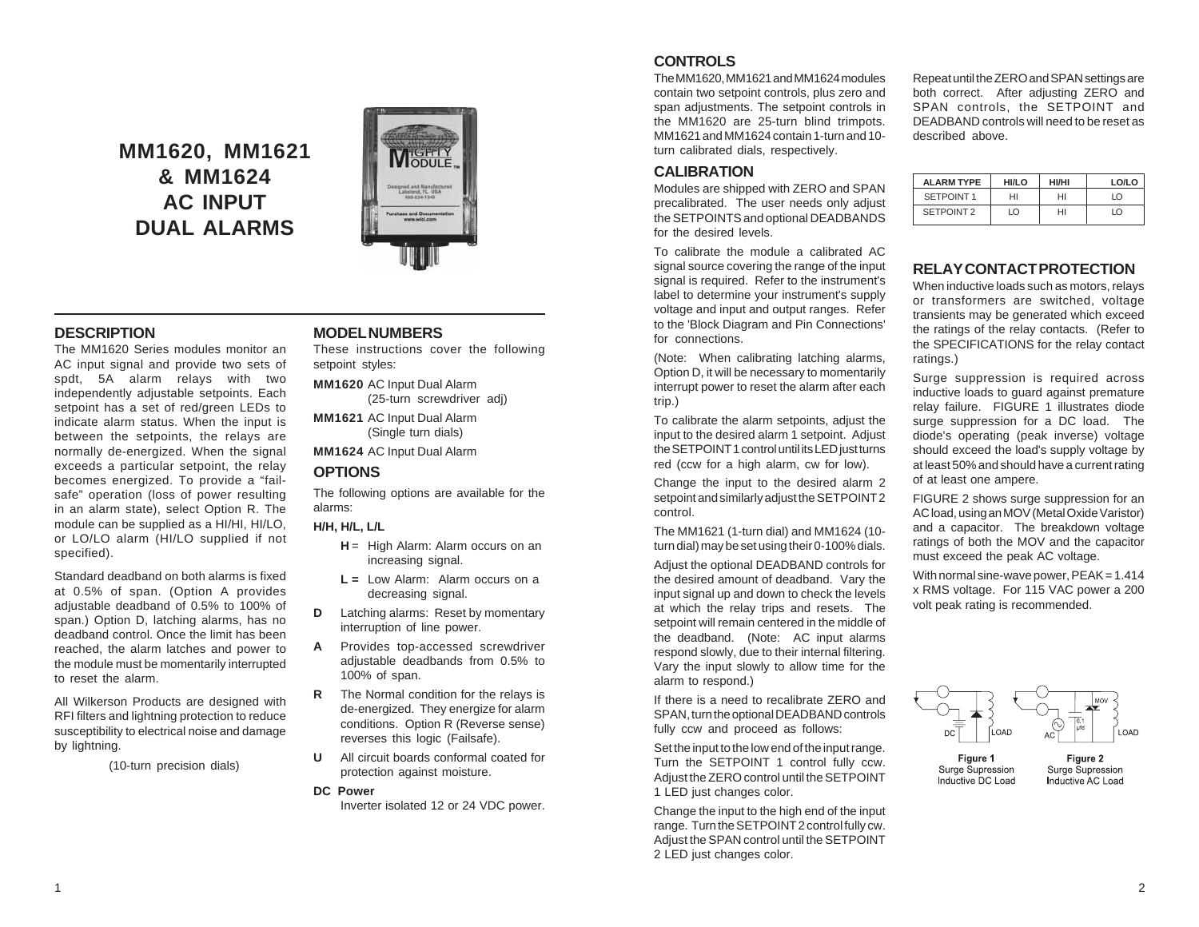# MM1620, MM1621 & MM1624 AC INPUT DUAL ALARMS

## DESCRIPTION

The MM1620 Series modules monitor an AC input signal and provide two sets of spdt, 5A alarm relays with two independently adjustable setpoints. Each setpoint has a set of red/green LEDs to indicate alarm status. When the input is between the setpoints, the relays are normally de-energized. When the signal exceeds a particular setpoint, the relay becomes energized. To provide a "fail-safe" operation (loss of power resulting in an alarm state), select Option R. The module can be supplied as a HI/HI, HI/LO, or LO/LO alarm (HI/LO supplied if not specified).

Standard deadband on both alarms is fixed at 0.5% of span. (Option A provides adjustable deadband of 0.5% to 100% of span.) Option D, latching alarms, has no deadband control. Once the limit has been reached, the alarm latches and power to the module must be momentarily interrupted to reset the alarm.

All Wilkerson Products are designed with RFI filters and lightning protection to reduce susceptibility to electrical noise and damage by lightning.

## MODEL NUMBERS

These instructions cover the following setpoint styles:

**MM1620** AC Input Dual Alarm (25-turn screwdriver adj)

**MM1621** AC Input Dual Alarm (Single turn dials)

**MM1624** AC Input Dual Alarm (10-turn precision dials)

## OPTIONS

The following options are available for the alarms:

**H/H, H/L, L/L**

- **H** = High Alarm: Alarm occurs on an increasing signal.
- **L =** Low Alarm: Alarm occurs on a decreasing signal.

**D** Latching alarms: Reset by momentary interruption of line power.

**A** Provides top-accessed screwdriver adjustable deadbands from 0.5% to 100% of span.

**R** The Normal condition for the relays is de-energized. They energize for alarm conditions. Option R (Reverse sense) reverses this logic (Failsafe).

**U** All circuit boards conformal coated for protection against moisture.

**DC Power**
Inverter isolated 12 or 24 VDC power.

## CONTROLS

The MM1620, MM1621 and MM1624 modules contain two setpoint controls, plus zero and span adjustments. The setpoint controls in the MM1620 are 25-turn blind trimpots. MM1621 and MM1624 contain 1-turn and 10-turn calibrated dials, respectively.

## CALIBRATION

Modules are shipped with ZERO and SPAN precalibrated. The user needs only adjust the SETPOINTS and optional DEADBANDS for the desired levels.

To calibrate the module a calibrated AC signal source covering the range of the input signal is required. Refer to the instrument's label to determine your instrument's supply voltage and input and output ranges. Refer to the 'Block Diagram and Pin Connections' for connections.

(Note: When calibrating latching alarms, Option D, it will be necessary to momentarily interrupt power to reset the alarm after each trip.)

To calibrate the alarm setpoints, adjust the input to the desired alarm 1 setpoint. Adjust the SETPOINT 1 control until its LED just turns red (ccw for a high alarm, cw for low).

Change the input to the desired alarm 2 setpoint and similarly adjust the SETPOINT 2 control.

The MM1621 (1-turn dial) and MM1624 (10-turn dial) may be set using their 0-100% dials.

Adjust the optional DEADBAND controls for the desired amount of deadband. Vary the input signal up and down to check the levels at which the relay trips and resets. The setpoint will remain centered in the middle of the deadband. (Note: AC input alarms respond slowly, due to their internal filtering. Vary the input slowly to allow time for the alarm to respond.)

If there is a need to recalibrate ZERO and SPAN, turn the optional DEADBAND controls fully ccw and proceed as follows:

Set the input to the low end of the input range. Turn the SETPOINT 1 control fully ccw. Adjust the ZERO control until the SETPOINT 1 LED just changes color.

Change the input to the high end of the input range. Turn the SETPOINT 2 control fully cw. Adjust the SPAN control until the SETPOINT 2 LED just changes color.

Repeat until the ZERO and SPAN settings are both correct. After adjusting ZERO and SPAN controls, the SETPOINT and DEADBAND controls will need to be reset as described above.

| ALARM TYPE | HI/LO | HI/HI | LO/LO |
|---|---|---|---|
| SETPOINT 1 | HI | HI | LO |
| SETPOINT 2 | LO | HI | LO |

## RELAY CONTACT PROTECTION

When inductive loads such as motors, relays or transformers are switched, voltage transients may be generated which exceed the ratings of the relay contacts. (Refer to the SPECIFICATIONS for the relay contact ratings.)

Surge suppression is required across inductive loads to guard against premature relay failure. FIGURE 1 illustrates diode surge suppression for a DC load. The diode's operating (peak inverse) voltage should exceed the load's supply voltage by at least 50% and should have a current rating of at least one ampere.

FIGURE 2 shows surge suppression for an AC load, using an MOV (Metal Oxide Varistor) and a capacitor. The breakdown voltage ratings of both the MOV and the capacitor must exceed the peak AC voltage.

With normal sine-wave power, PEAK = 1.414 x RMS voltage. For 115 VAC power a 200 volt peak rating is recommended.

DC LOAD

**Figure 1**
Surge Supression
Inductive DC Load

MOV
0.1 µfd
AC LOAD

**Figure 2**
Surge Supression
Inductive AC Load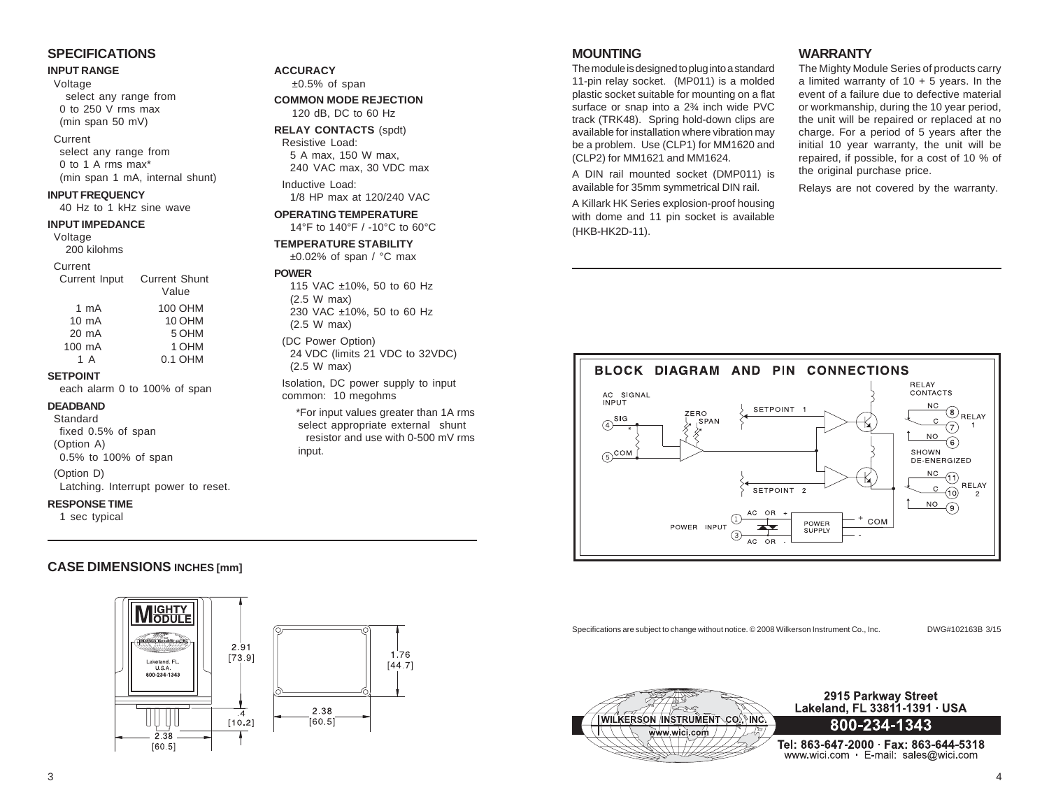## SPECIFICATIONS

**INPUT RANGE**

Voltage
select any range from 0 to 250 V rms max (min span 50 mV)

Current
select any range from 0 to 1 A rms max* (min span 1 mA, internal shunt)

**INPUT FREQUENCY**
40 Hz to 1 kHz sine wave

**INPUT IMPEDANCE**

Voltage
200 kilohms

Current

| Current Input | Current Shunt Value |
|---|---|
| 1 mA | 100 OHM |
| 10 mA | 10 OHM |
| 20 mA | 5 OHM |
| 100 mA | 1 OHM |
| 1 A | 0.1 OHM |

**SETPOINT**
each alarm 0 to 100% of span

**DEADBAND**

Standard
fixed 0.5% of span

(Option A)
0.5% to 100% of span

(Option D)
Latching. Interrupt power to reset.

**RESPONSE TIME**
1 sec typical

**ACCURACY**
±0.5% of span

**COMMON MODE REJECTION**
120 dB, DC to 60 Hz

**RELAY CONTACTS** (spdt)

Resistive Load:
5 A max, 150 W max, 240 VAC max, 30 VDC max

Inductive Load:
1/8 HP max at 120/240 VAC

**OPERATING TEMPERATURE**
14°F to 140°F / -10°C to 60°C

**TEMPERATURE STABILITY**
±0.02% of span / °C max

**POWER**
115 VAC ±10%, 50 to 60 Hz (2.5 W max)
230 VAC ±10%, 50 to 60 Hz (2.5 W max)

(DC Power Option)
24 VDC (limits 21 VDC to 32VDC) (2.5 W max)

Isolation, DC power supply to input common: 10 megohms

*For input values greater than 1A rms select appropriate external shunt resistor and use with 0-500 mV rms input.

## CASE DIMENSIONS INCHES [mm]

MIGHTY MODULE
Lakeland, FL. U.S.A. 800-234-1343

2.91 [73.9]
.4 [10.2]
2.38 [60.5]
1.76 [44.7]
2.38 [60.5]

## MOUNTING

The module is designed to plug into a standard 11-pin relay socket. (MP011) is a molded plastic socket suitable for mounting on a flat surface or snap into a 2¾ inch wide PVC track (TRK48). Spring hold-down clips are available for installation where vibration may be a problem. Use (CLP1) for MM1620 and (CLP2) for MM1621 and MM1624.

A DIN rail mounted socket (DMP011) is available for 35mm symmetrical DIN rail.

A Killark HK Series explosion-proof housing with dome and 11 pin socket is available (HKB-HK2D-11).

## WARRANTY

The Mighty Module Series of products carry a limited warranty of 10 + 5 years. In the event of a failure due to defective material or workmanship, during the 10 year period, the unit will be repaired or replaced at no charge. For a period of 5 years after the initial 10 year warranty, the unit will be repaired, if possible, for a cost of 10 % of the original purchase price.

Relays are not covered by the warranty.

## BLOCK DIAGRAM AND PIN CONNECTIONS

AC SIGNAL INPUT
SIG 4
COM 5
ZERO
SPAN
SETPOINT 1
SETPOINT 2
RELAY CONTACTS
NC 8
C 7
NO 6
RELAY 1
SHOWN DE-ENERGIZED
NC 11
C 10
NO 9
RELAY 2
POWER INPUT
1 AC OR +
3 AC OR -
POWER SUPPLY
+ COM
-

Specifications are subject to change without notice. © 2008 Wilkerson Instrument Co., Inc. DWG#102163B 3/15

WILKERSON INSTRUMENT CO., INC.
www.wici.com
2915 Parkway Street
Lakeland, FL 33811-1391 · USA
800-234-1343
Tel: 863-647-2000 · Fax: 863-644-5318
www.wici.com · E-mail: sales@wici.com